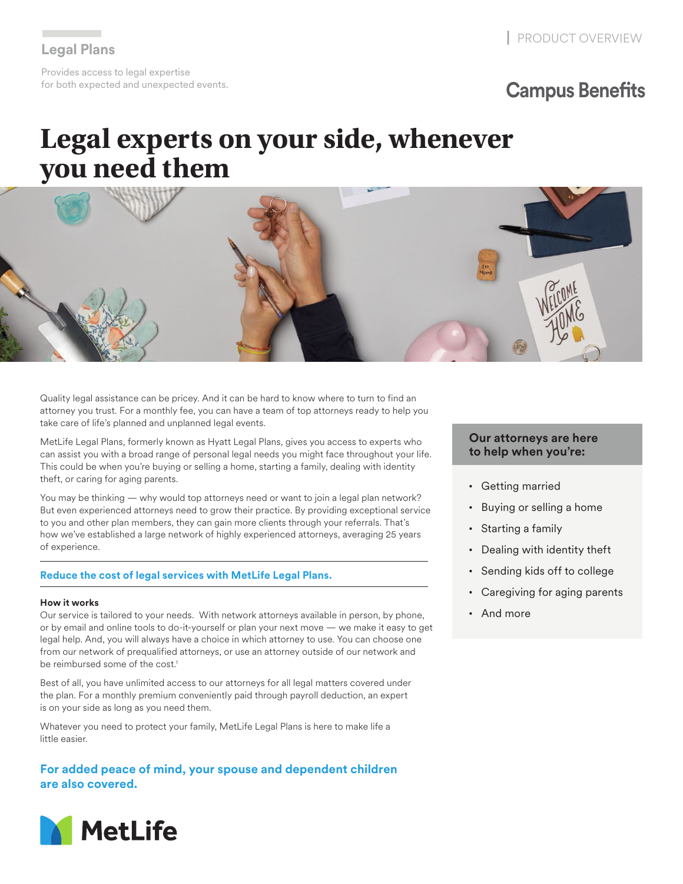Legal Plans

Provides access to legal expertise for both expected and unexpected events.

PRODUCT OVERVIEW

**Campus Benefits**

# Legal experts on your side, whenever you need them

Quality legal assistance can be pricey. And it can be hard to know where to turn to find an attorney you trust. For a monthly fee, you can have a team of top attorneys ready to help you take care of life's planned and unplanned legal events.

MetLife Legal Plans, formerly known as Hyatt Legal Plans, gives you access to experts who can assist you with a broad range of personal legal needs you might face throughout your life. This could be when you're buying or selling a home, starting a family, dealing with identity theft, or caring for aging parents.

You may be thinking — why would top attorneys need or want to join a legal plan network? But even experienced attorneys need to grow their practice. By providing exceptional service to you and other plan members, they can gain more clients through your referrals. That's how we've established a large network of highly experienced attorneys, averaging 25 years of experience.

**Reduce the cost of legal services with MetLife Legal Plans.**

**How it works**

Our service is tailored to your needs. With network attorneys available in person, by phone, or by email and online tools to do-it-yourself or plan your next move — we make it easy to get legal help. And, you will always have a choice in which attorney to use. You can choose one from our network of prequalified attorneys, or use an attorney outside of our network and be reimbursed some of the cost.[1]

Best of all, you have unlimited access to our attorneys for all legal matters covered under the plan. For a monthly premium conveniently paid through payroll deduction, an expert is on your side as long as you need them.

Whatever you need to protect your family, MetLife Legal Plans is here to make life a little easier.

**For added peace of mind, your spouse and dependent children are also covered.**

**Our attorneys are here to help when you're:**

- Getting married
- Buying or selling a home
- Starting a family
- Dealing with identity theft
- Sending kids off to college
- Caregiving for aging parents
- And more

MetLife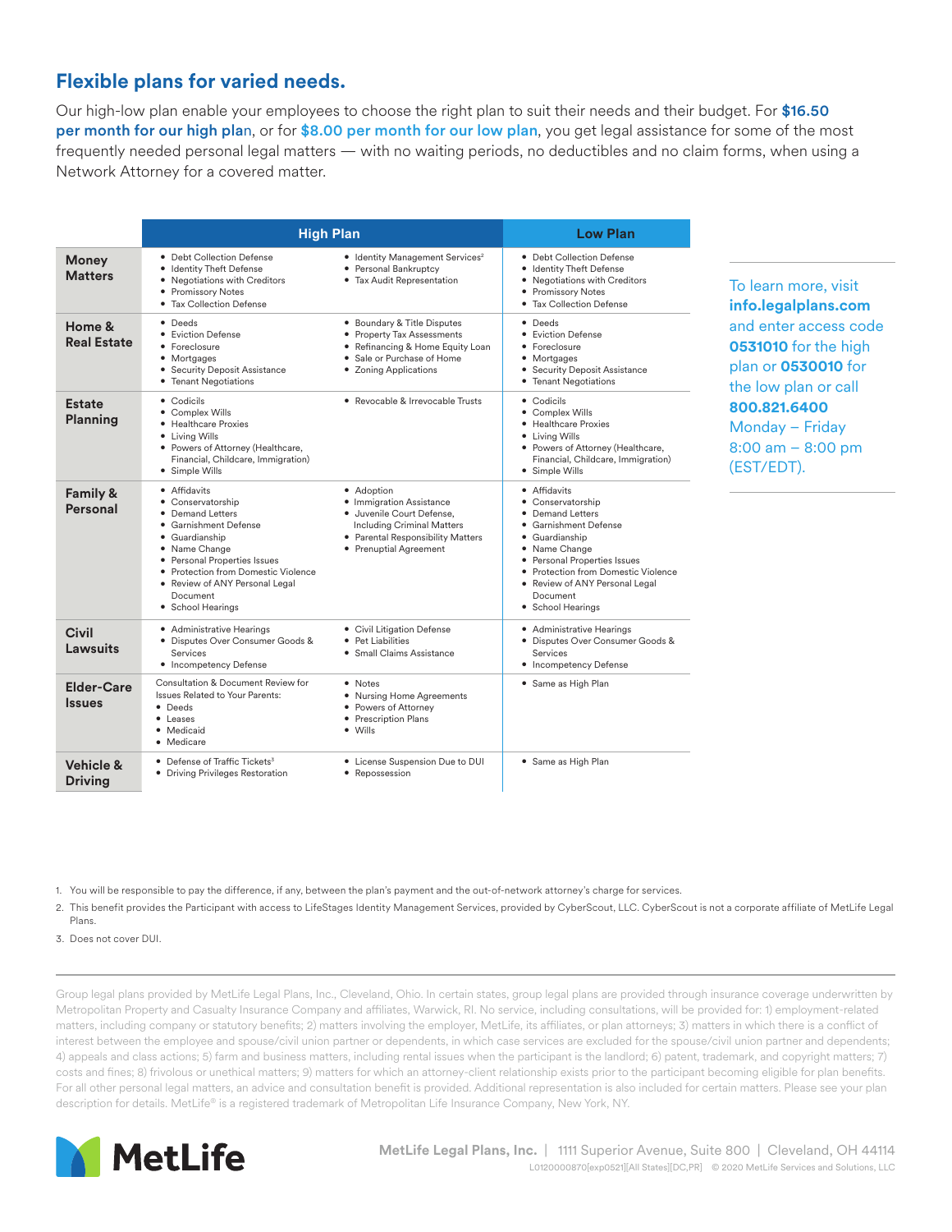## Flexible plans for varied needs.

Our high-low plan enable your employees to choose the right plan to suit their needs and their budget. For **$16.50 per month for our high plan**, or for **$8.00 per month for our low plan**, you get legal assistance for some of the most frequently needed personal legal matters — with no waiting periods, no deductibles and no claim forms, when using a Network Attorney for a covered matter.

| | High Plan | | Low Plan |
|---|---|---|---|
| **Money Matters** | • Debt Collection Defense<br>• Identity Theft Defense<br>• Negotiations with Creditors<br>• Promissory Notes<br>• Tax Collection Defense | • Identity Management Services[2]<br>• Personal Bankruptcy<br>• Tax Audit Representation | • Debt Collection Defense<br>• Identity Theft Defense<br>• Negotiations with Creditors<br>• Promissory Notes<br>• Tax Collection Defense |
| **Home & Real Estate** | • Deeds<br>• Eviction Defense<br>• Foreclosure<br>• Mortgages<br>• Security Deposit Assistance<br>• Tenant Negotiations | • Boundary & Title Disputes<br>• Property Tax Assessments<br>• Refinancing & Home Equity Loan<br>• Sale or Purchase of Home<br>• Zoning Applications | • Deeds<br>• Eviction Defense<br>• Foreclosure<br>• Mortgages<br>• Security Deposit Assistance<br>• Tenant Negotiations |
| **Estate Planning** | • Codicils<br>• Complex Wills<br>• Healthcare Proxies<br>• Living Wills<br>• Powers of Attorney (Healthcare, Financial, Childcare, Immigration)<br>• Simple Wills | • Revocable & Irrevocable Trusts | • Codicils<br>• Complex Wills<br>• Healthcare Proxies<br>• Living Wills<br>• Powers of Attorney (Healthcare, Financial, Childcare, Immigration)<br>• Simple Wills |
| **Family & Personal** | • Affidavits<br>• Conservatorship<br>• Demand Letters<br>• Garnishment Defense<br>• Guardianship<br>• Name Change<br>• Personal Properties Issues<br>• Protection from Domestic Violence<br>• Review of ANY Personal Legal Document<br>• School Hearings | • Adoption<br>• Immigration Assistance<br>• Juvenile Court Defense, Including Criminal Matters<br>• Parental Responsibility Matters<br>• Prenuptial Agreement | • Affidavits<br>• Conservatorship<br>• Demand Letters<br>• Garnishment Defense<br>• Guardianship<br>• Name Change<br>• Personal Properties Issues<br>• Protection from Domestic Violence<br>• Review of ANY Personal Legal Document<br>• School Hearings |
| **Civil Lawsuits** | • Administrative Hearings<br>• Disputes Over Consumer Goods & Services<br>• Incompetency Defense | • Civil Litigation Defense<br>• Pet Liabilities<br>• Small Claims Assistance | • Administrative Hearings<br>• Disputes Over Consumer Goods & Services<br>• Incompetency Defense |
| **Elder-Care Issues** | Consultation & Document Review for Issues Related to Your Parents:<br>• Deeds<br>• Leases<br>• Medicaid<br>• Medicare | • Notes<br>• Nursing Home Agreements<br>• Powers of Attorney<br>• Prescription Plans<br>• Wills | • Same as High Plan |
| **Vehicle & Driving** | • Defense of Traffic Tickets[3]<br>• Driving Privileges Restoration | • License Suspension Due to DUI<br>• Repossession | • Same as High Plan |

To learn more, visit **info.legalplans.com** and enter access code **0531010** for the high plan or **0530010** for the low plan or call **800.821.6400** Monday – Friday 8:00 am – 8:00 pm (EST/EDT).

1. You will be responsible to pay the difference, if any, between the plan's payment and the out-of-network attorney's charge for services.
2. This benefit provides the Participant with access to LifeStages Identity Management Services, provided by CyberScout, LLC. CyberScout is not a corporate affiliate of MetLife Legal Plans.
3. Does not cover DUI.

Group legal plans provided by MetLife Legal Plans, Inc., Cleveland, Ohio. In certain states, group legal plans are provided through insurance coverage underwritten by Metropolitan Property and Casualty Insurance Company and affiliates, Warwick, RI. No service, including consultations, will be provided for: 1) employment-related matters, including company or statutory benefits; 2) matters involving the employer, MetLife, its affiliates, or plan attorneys; 3) matters in which there is a conflict of interest between the employee and spouse/civil union partner or dependents, in which case services are excluded for the spouse/civil union partner and dependents; 4) appeals and class actions; 5) farm and business matters, including rental issues when the participant is the landlord; 6) patent, trademark, and copyright matters; 7) costs and fines; 8) frivolous or unethical matters; 9) matters for which an attorney-client relationship exists prior to the participant becoming eligible for plan benefits. For all other personal legal matters, an advice and consultation benefit is provided. Additional representation is also included for certain matters. Please see your plan description for details. MetLife® is a registered trademark of Metropolitan Life Insurance Company, New York, NY.

MetLife

**MetLife Legal Plans, Inc.** | 1111 Superior Avenue, Suite 800 | Cleveland, OH 44114

L0120000870[exp0521][All States][DC,PR] © 2020 MetLife Services and Solutions, LLC